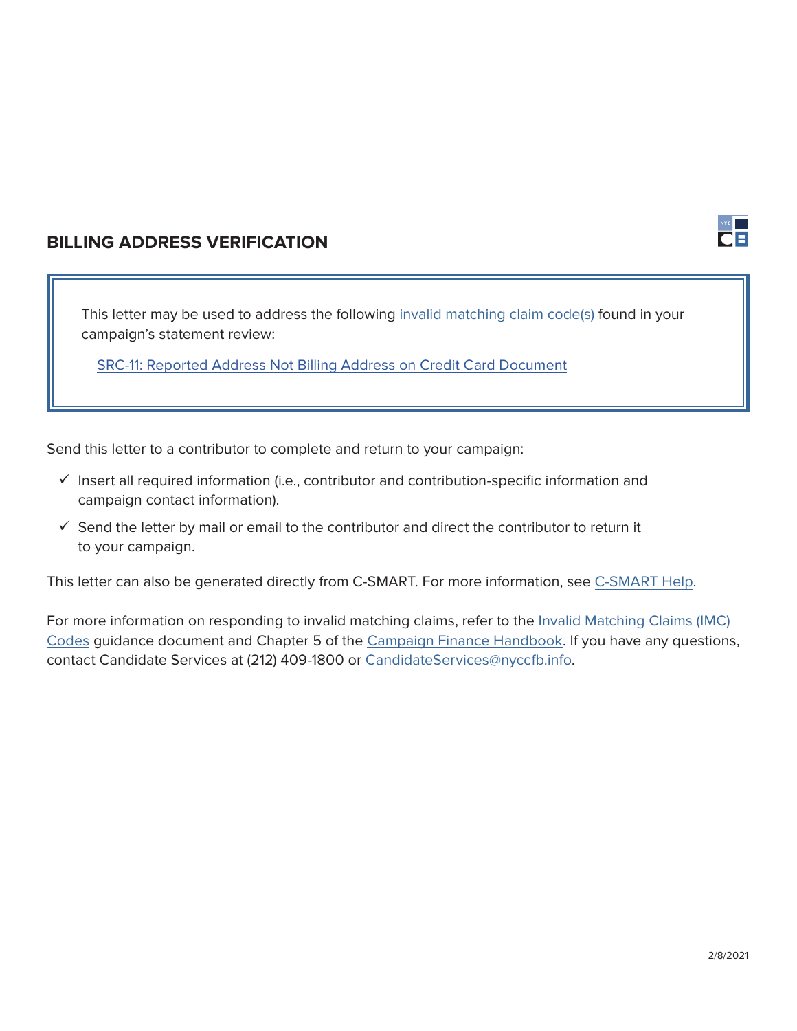# BILLING ADDRESS VERIFICATION

This letter may be used to address the following invalid matching claim code(s) found in your campaign's statement review:

SRC-11: Reported Address Not Billing Address on Credit Card Document

Send this letter to a contributor to complete and return to your campaign:

- ✓ Insert all required information (i.e., contributor and contribution-specific information and campaign contact information).
- ✓ Send the letter by mail or email to the contributor and direct the contributor to return it to your campaign.

This letter can also be generated directly from C-SMART. For more information, see C-SMART Help.

For more information on responding to invalid matching claims, refer to the Invalid Matching Claims (IMC) Codes guidance document and Chapter 5 of the Campaign Finance Handbook. If you have any questions, contact Candidate Services at (212) 409-1800 or CandidateServices@nyccfb.info.

2/8/2021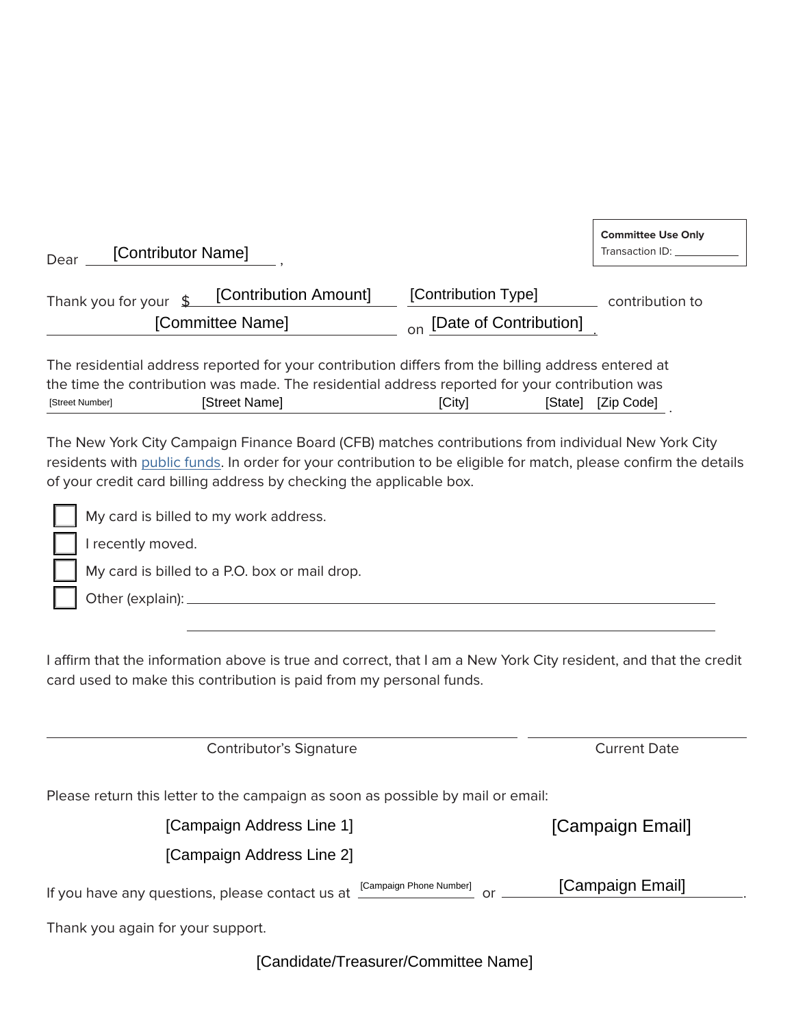**Committee Use Only**
Transaction ID: ___________

Dear [Contributor Name],

Thank you for your $ [Contribution Amount] [Contribution Type] contribution to [Committee Name] on [Date of Contribution].

The residential address reported for your contribution differs from the billing address entered at the time the contribution was made. The residential address reported for your contribution was [Street Number] [Street Name] [City] [State] [Zip Code].

The New York City Campaign Finance Board (CFB) matches contributions from individual New York City residents with public funds. In order for your contribution to be eligible for match, please confirm the details of your credit card billing address by checking the applicable box.

- ☐ My card is billed to my work address.
- ☐ I recently moved.
- ☐ My card is billed to a P.O. box or mail drop.
- ☐ Other (explain): ______________________________

I affirm that the information above is true and correct, that I am a New York City resident, and that the credit card used to make this contribution is paid from my personal funds.

______________________________ Contributor's Signature

______________________________ Current Date

Please return this letter to the campaign as soon as possible by mail or email:

[Campaign Address Line 1]
[Campaign Address Line 2]

[Campaign Email]

If you have any questions, please contact us at [Campaign Phone Number] or [Campaign Email].

Thank you again for your support.

[Candidate/Treasurer/Committee Name]